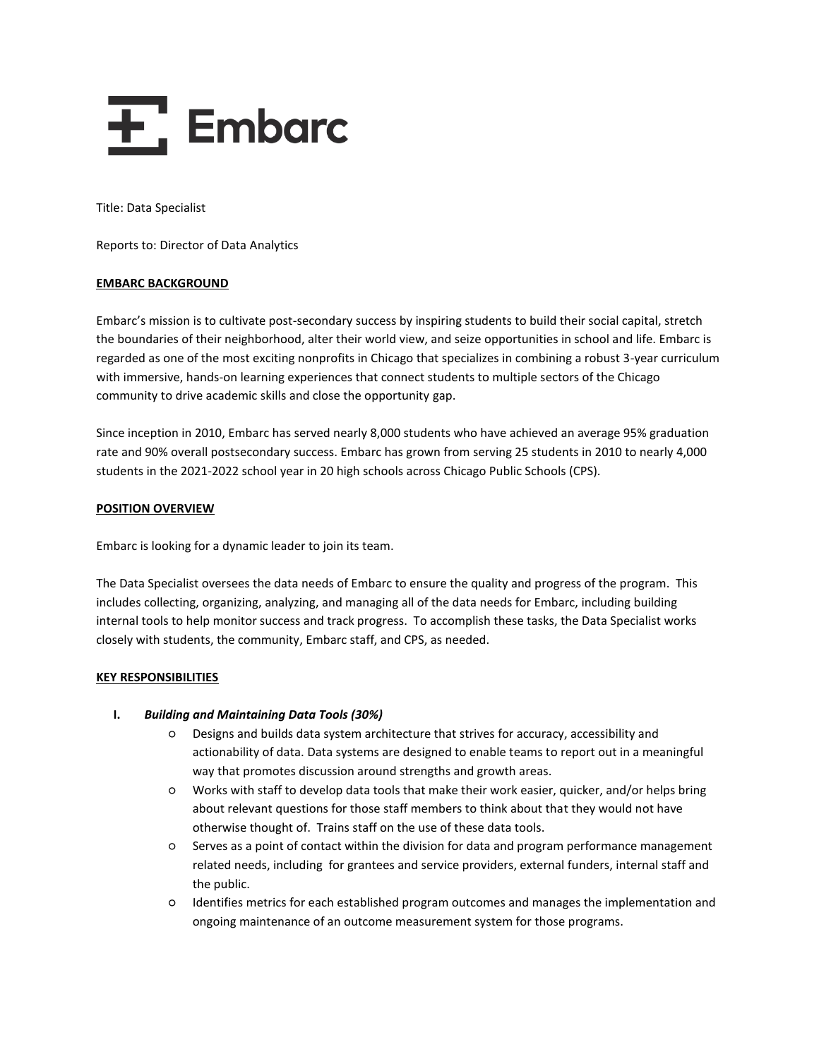# Embarc

Title: Data Specialist

Reports to: Director of Data Analytics

## EMBARC BACKGROUND

Embarc's mission is to cultivate post-secondary success by inspiring students to build their social capital, stretch the boundaries of their neighborhood, alter their world view, and seize opportunities in school and life. Embarc is regarded as one of the most exciting nonprofits in Chicago that specializes in combining a robust 3-year curriculum with immersive, hands-on learning experiences that connect students to multiple sectors of the Chicago community to drive academic skills and close the opportunity gap.

Since inception in 2010, Embarc has served nearly 8,000 students who have achieved an average 95% graduation rate and 90% overall postsecondary success. Embarc has grown from serving 25 students in 2010 to nearly 4,000 students in the 2021-2022 school year in 20 high schools across Chicago Public Schools (CPS).

## POSITION OVERVIEW

Embarc is looking for a dynamic leader to join its team.

The Data Specialist oversees the data needs of Embarc to ensure the quality and progress of the program. This includes collecting, organizing, analyzing, and managing all of the data needs for Embarc, including building internal tools to help monitor success and track progress. To accomplish these tasks, the Data Specialist works closely with students, the community, Embarc staff, and CPS, as needed.

## KEY RESPONSIBILITIES

I. ***Building and Maintaining Data Tools (30%)***
   - Designs and builds data system architecture that strives for accuracy, accessibility and actionability of data. Data systems are designed to enable teams to report out in a meaningful way that promotes discussion around strengths and growth areas.
   - Works with staff to develop data tools that make their work easier, quicker, and/or helps bring about relevant questions for those staff members to think about that they would not have otherwise thought of. Trains staff on the use of these data tools.
   - Serves as a point of contact within the division for data and program performance management related needs, including for grantees and service providers, external funders, internal staff and the public.
   - Identifies metrics for each established program outcomes and manages the implementation and ongoing maintenance of an outcome measurement system for those programs.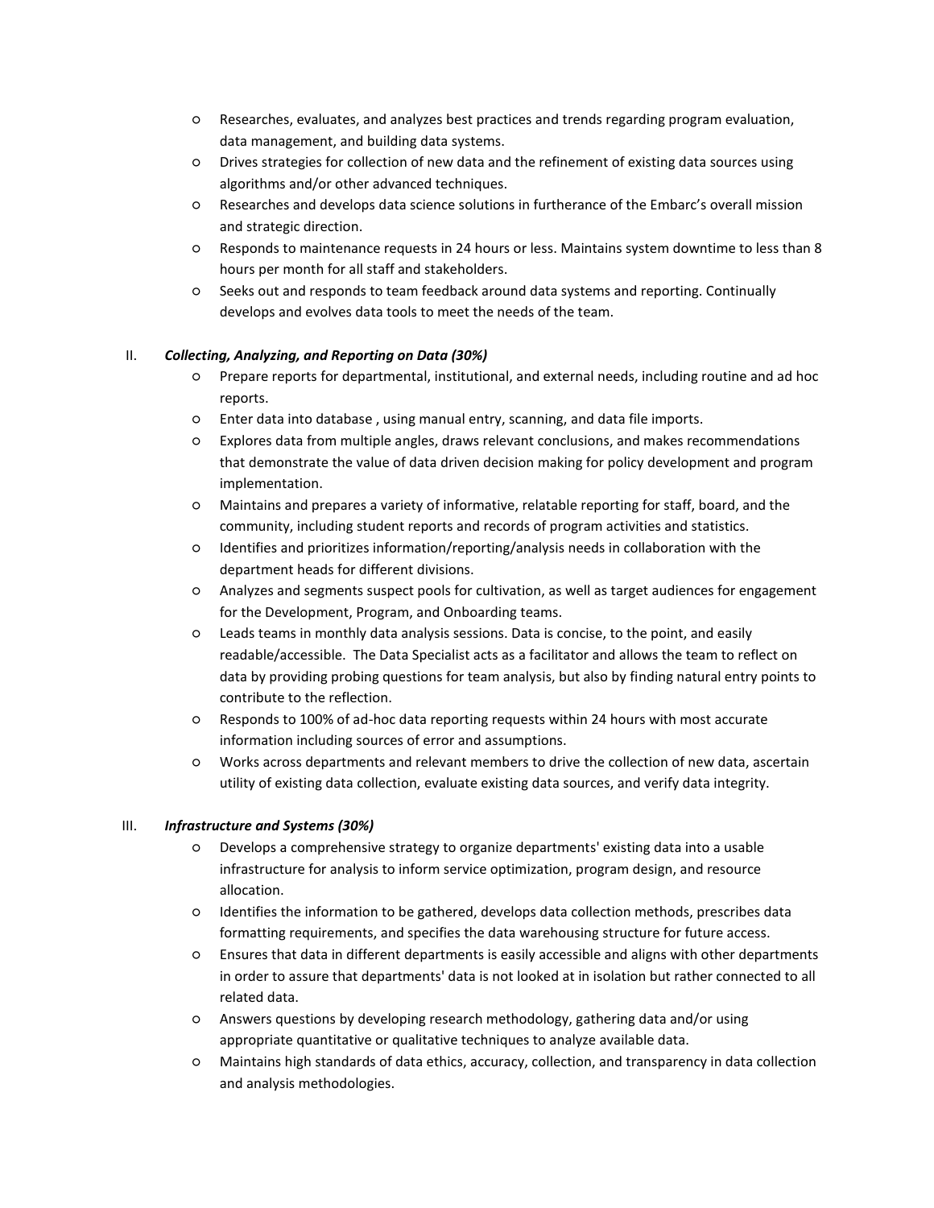- Researches, evaluates, and analyzes best practices and trends regarding program evaluation, data management, and building data systems.
- Drives strategies for collection of new data and the refinement of existing data sources using algorithms and/or other advanced techniques.
- Researches and develops data science solutions in furtherance of the Embarc's overall mission and strategic direction.
- Responds to maintenance requests in 24 hours or less. Maintains system downtime to less than 8 hours per month for all staff and stakeholders.
- Seeks out and responds to team feedback around data systems and reporting. Continually develops and evolves data tools to meet the needs of the team.

II. ***Collecting, Analyzing, and Reporting on Data (30%)***

- Prepare reports for departmental, institutional, and external needs, including routine and ad hoc reports.
- Enter data into database , using manual entry, scanning, and data file imports.
- Explores data from multiple angles, draws relevant conclusions, and makes recommendations that demonstrate the value of data driven decision making for policy development and program implementation.
- Maintains and prepares a variety of informative, relatable reporting for staff, board, and the community, including student reports and records of program activities and statistics.
- Identifies and prioritizes information/reporting/analysis needs in collaboration with the department heads for different divisions.
- Analyzes and segments suspect pools for cultivation, as well as target audiences for engagement for the Development, Program, and Onboarding teams.
- Leads teams in monthly data analysis sessions. Data is concise, to the point, and easily readable/accessible. The Data Specialist acts as a facilitator and allows the team to reflect on data by providing probing questions for team analysis, but also by finding natural entry points to contribute to the reflection.
- Responds to 100% of ad-hoc data reporting requests within 24 hours with most accurate information including sources of error and assumptions.
- Works across departments and relevant members to drive the collection of new data, ascertain utility of existing data collection, evaluate existing data sources, and verify data integrity.

III. ***Infrastructure and Systems (30%)***

- Develops a comprehensive strategy to organize departments' existing data into a usable infrastructure for analysis to inform service optimization, program design, and resource allocation.
- Identifies the information to be gathered, develops data collection methods, prescribes data formatting requirements, and specifies the data warehousing structure for future access.
- Ensures that data in different departments is easily accessible and aligns with other departments in order to assure that departments' data is not looked at in isolation but rather connected to all related data.
- Answers questions by developing research methodology, gathering data and/or using appropriate quantitative or qualitative techniques to analyze available data.
- Maintains high standards of data ethics, accuracy, collection, and transparency in data collection and analysis methodologies.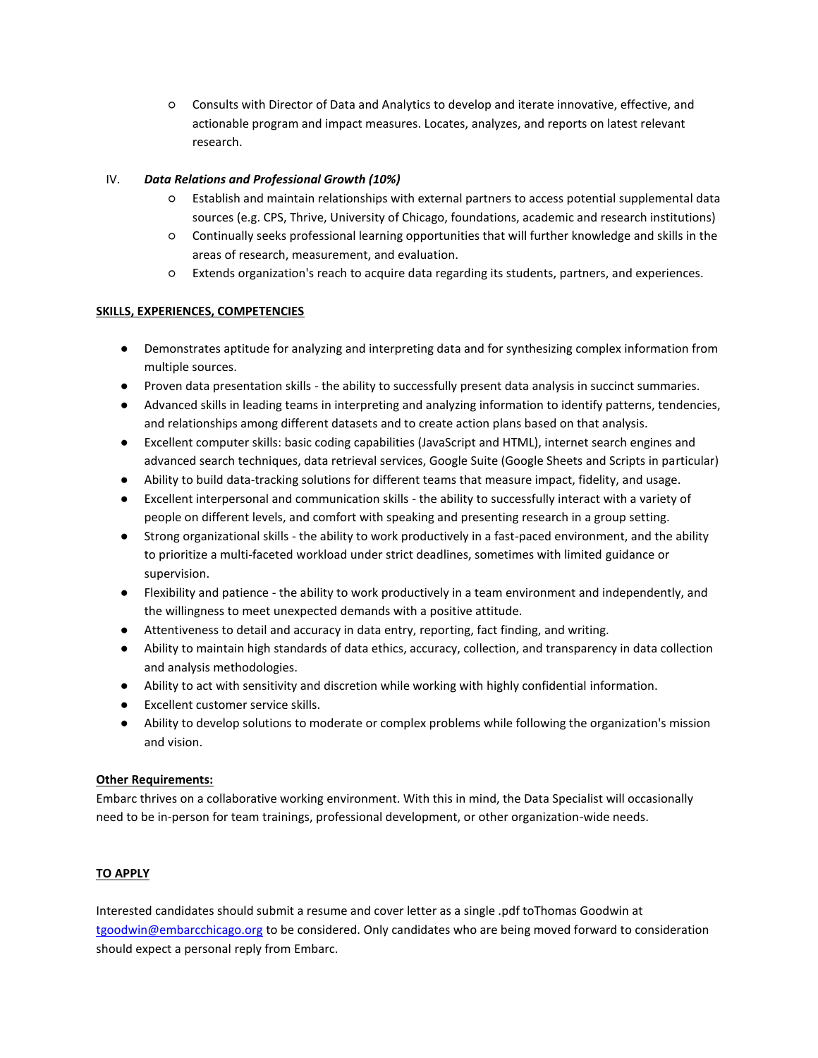- Consults with Director of Data and Analytics to develop and iterate innovative, effective, and actionable program and impact measures. Locates, analyzes, and reports on latest relevant research.

IV. ***Data Relations and Professional Growth (10%)***

- Establish and maintain relationships with external partners to access potential supplemental data sources (e.g. CPS, Thrive, University of Chicago, foundations, academic and research institutions)
- Continually seeks professional learning opportunities that will further knowledge and skills in the areas of research, measurement, and evaluation.
- Extends organization's reach to acquire data regarding its students, partners, and experiences.

**SKILLS, EXPERIENCES, COMPETENCIES**

- Demonstrates aptitude for analyzing and interpreting data and for synthesizing complex information from multiple sources.
- Proven data presentation skills - the ability to successfully present data analysis in succinct summaries.
- Advanced skills in leading teams in interpreting and analyzing information to identify patterns, tendencies, and relationships among different datasets and to create action plans based on that analysis.
- Excellent computer skills: basic coding capabilities (JavaScript and HTML), internet search engines and advanced search techniques, data retrieval services, Google Suite (Google Sheets and Scripts in particular)
- Ability to build data-tracking solutions for different teams that measure impact, fidelity, and usage.
- Excellent interpersonal and communication skills - the ability to successfully interact with a variety of people on different levels, and comfort with speaking and presenting research in a group setting.
- Strong organizational skills - the ability to work productively in a fast-paced environment, and the ability to prioritize a multi-faceted workload under strict deadlines, sometimes with limited guidance or supervision.
- Flexibility and patience - the ability to work productively in a team environment and independently, and the willingness to meet unexpected demands with a positive attitude.
- Attentiveness to detail and accuracy in data entry, reporting, fact finding, and writing.
- Ability to maintain high standards of data ethics, accuracy, collection, and transparency in data collection and analysis methodologies.
- Ability to act with sensitivity and discretion while working with highly confidential information.
- Excellent customer service skills.
- Ability to develop solutions to moderate or complex problems while following the organization's mission and vision.

**Other Requirements:**

Embarc thrives on a collaborative working environment. With this in mind, the Data Specialist will occasionally need to be in-person for team trainings, professional development, or other organization-wide needs.

**TO APPLY**

Interested candidates should submit a resume and cover letter as a single .pdf toThomas Goodwin at tgoodwin@embarcchicago.org to be considered. Only candidates who are being moved forward to consideration should expect a personal reply from Embarc.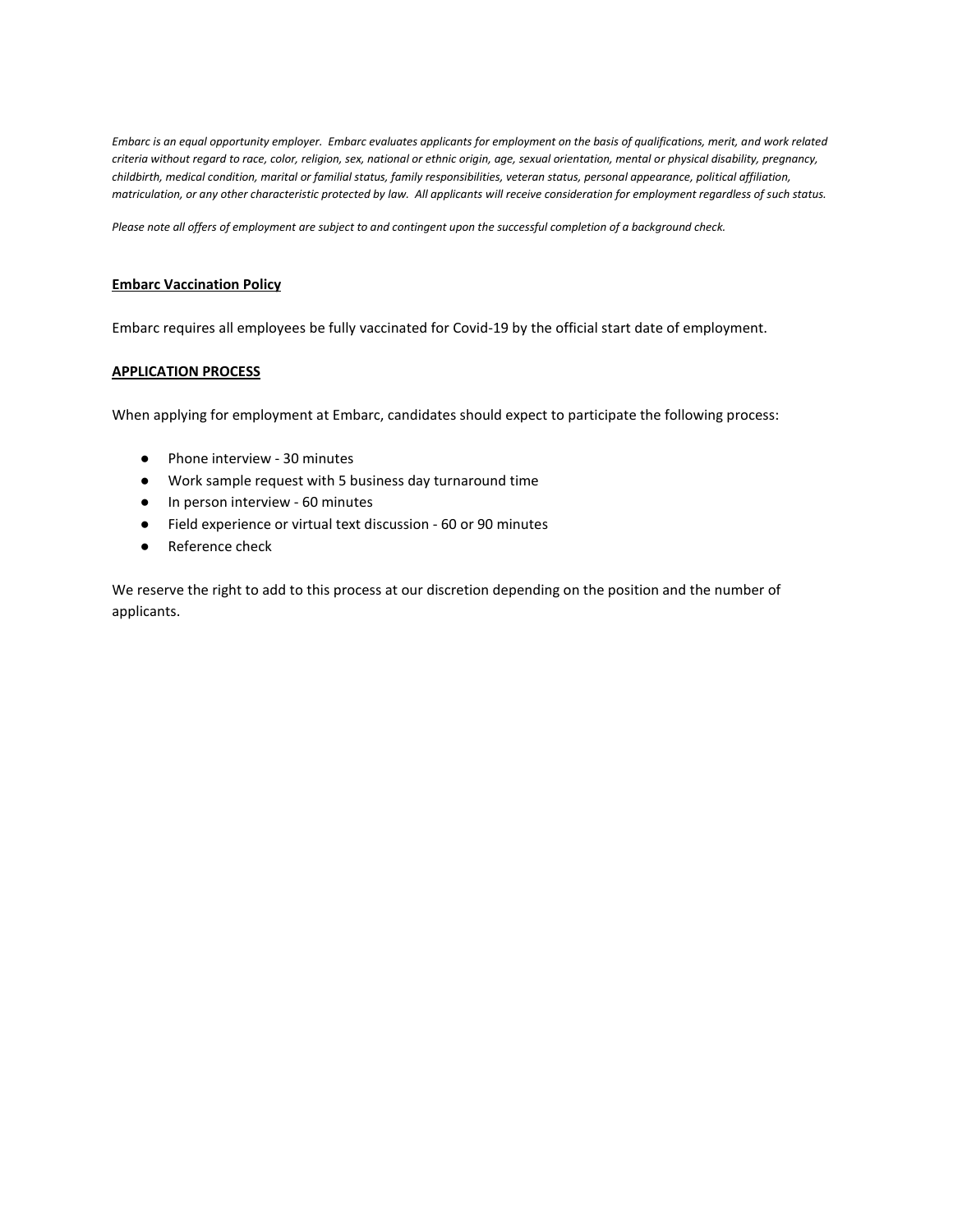*Embarc is an equal opportunity employer. Embarc evaluates applicants for employment on the basis of qualifications, merit, and work related criteria without regard to race, color, religion, sex, national or ethnic origin, age, sexual orientation, mental or physical disability, pregnancy, childbirth, medical condition, marital or familial status, family responsibilities, veteran status, personal appearance, political affiliation, matriculation, or any other characteristic protected by law. All applicants will receive consideration for employment regardless of such status.*

*Please note all offers of employment are subject to and contingent upon the successful completion of a background check.*

**<u>Embarc Vaccination Policy</u>**

Embarc requires all employees be fully vaccinated for Covid-19 by the official start date of employment.

**<u>APPLICATION PROCESS</u>**

When applying for employment at Embarc, candidates should expect to participate the following process:

- Phone interview - 30 minutes
- Work sample request with 5 business day turnaround time
- In person interview - 60 minutes
- Field experience or virtual text discussion - 60 or 90 minutes
- Reference check

We reserve the right to add to this process at our discretion depending on the position and the number of applicants.